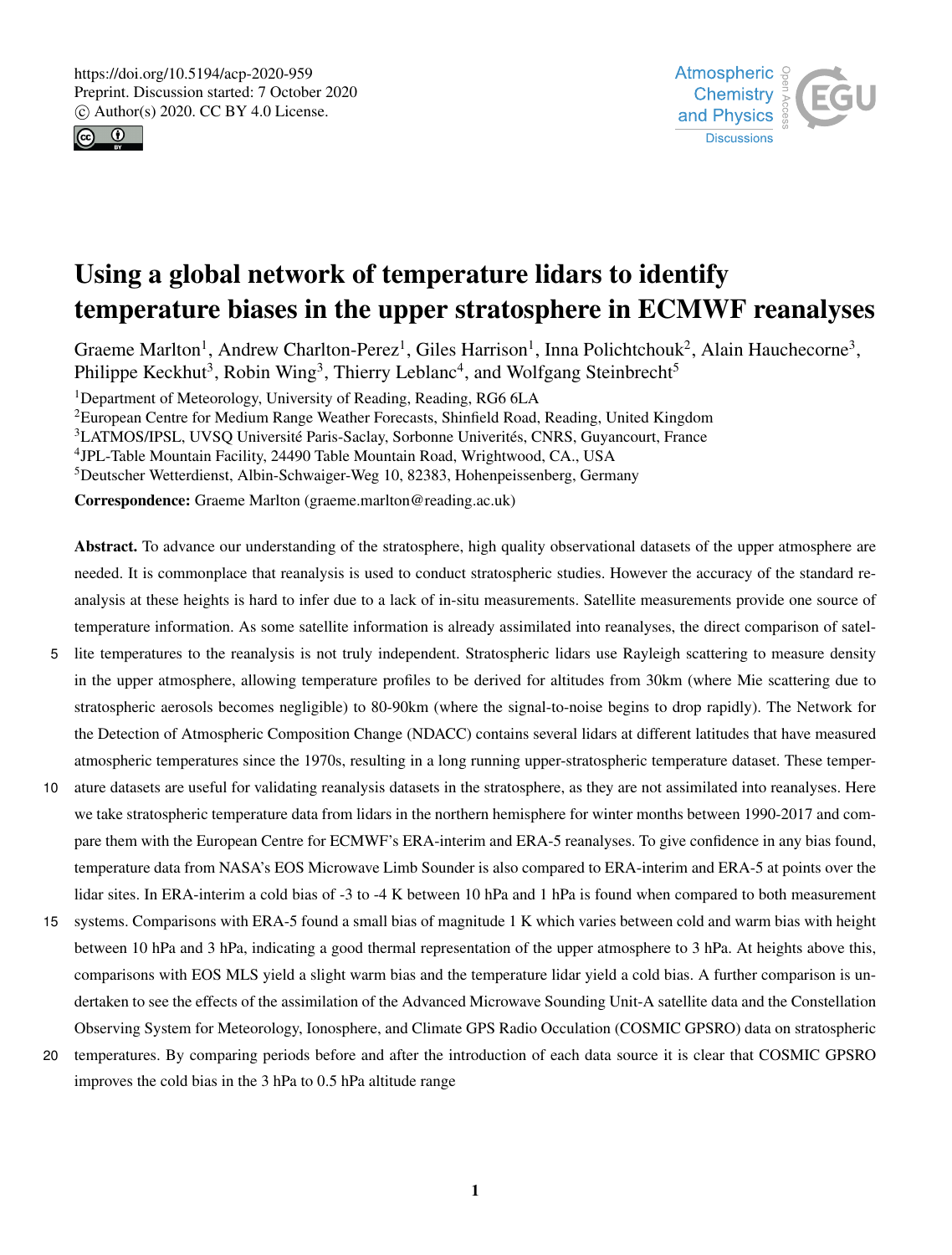# Using a global network of temperature lidars to identify temperature biases in the upper stratosphere in ECMWF reanalyses

Graeme Marlton[1], Andrew Charlton-Perez[1], Giles Harrison[1], Inna Polichtchouk[2], Alain Hauchecorne[3], Philippe Keckhut[3], Robin Wing[3], Thierry Leblanc[4], and Wolfgang Steinbrecht[5]

[1]Department of Meteorology, University of Reading, Reading, RG6 6LA
[2]European Centre for Medium Range Weather Forecasts, Shinfield Road, Reading, United Kingdom
[3]LATMOS/IPSL, UVSQ Université Paris-Saclay, Sorbonne Univerités, CNRS, Guyancourt, France
[4]JPL-Table Mountain Facility, 24490 Table Mountain Road, Wrightwood, CA., USA
[5]Deutscher Wetterdienst, Albin-Schwaiger-Weg 10, 82383, Hohenpeissenberg, Germany

**Correspondence:** Graeme Marlton (graeme.marlton@reading.ac.uk)

**Abstract.** To advance our understanding of the stratosphere, high quality observational datasets of the upper atmosphere are needed. It is commonplace that reanalysis is used to conduct stratospheric studies. However the accuracy of the standard reanalysis at these heights is hard to infer due to a lack of in-situ measurements. Satellite measurements provide one source of temperature information. As some satellite information is already assimilated into reanalyses, the direct comparison of satellite temperatures to the reanalysis is not truly independent. Stratospheric lidars use Rayleigh scattering to measure density in the upper atmosphere, allowing temperature profiles to be derived for altitudes from 30km (where Mie scattering due to stratospheric aerosols becomes negligible) to 80-90km (where the signal-to-noise begins to drop rapidly). The Network for the Detection of Atmospheric Composition Change (NDACC) contains several lidars at different latitudes that have measured atmospheric temperatures since the 1970s, resulting in a long running upper-stratospheric temperature dataset. These temperature datasets are useful for validating reanalysis datasets in the stratosphere, as they are not assimilated into reanalyses. Here we take stratospheric temperature data from lidars in the northern hemisphere for winter months between 1990-2017 and compare them with the European Centre for ECMWF's ERA-interim and ERA-5 reanalyses. To give confidence in any bias found, temperature data from NASA's EOS Microwave Limb Sounder is also compared to ERA-interim and ERA-5 at points over the lidar sites. In ERA-interim a cold bias of -3 to -4 K between 10 hPa and 1 hPa is found when compared to both measurement systems. Comparisons with ERA-5 found a small bias of magnitude 1 K which varies between cold and warm bias with height between 10 hPa and 3 hPa, indicating a good thermal representation of the upper atmosphere to 3 hPa. At heights above this, comparisons with EOS MLS yield a slight warm bias and the temperature lidar yield a cold bias. A further comparison is undertaken to see the effects of the assimilation of the Advanced Microwave Sounding Unit-A satellite data and the Constellation Observing System for Meteorology, Ionosphere, and Climate GPS Radio Occulation (COSMIC GPSRO) data on stratospheric temperatures. By comparing periods before and after the introduction of each data source it is clear that COSMIC GPSRO improves the cold bias in the 3 hPa to 0.5 hPa altitude range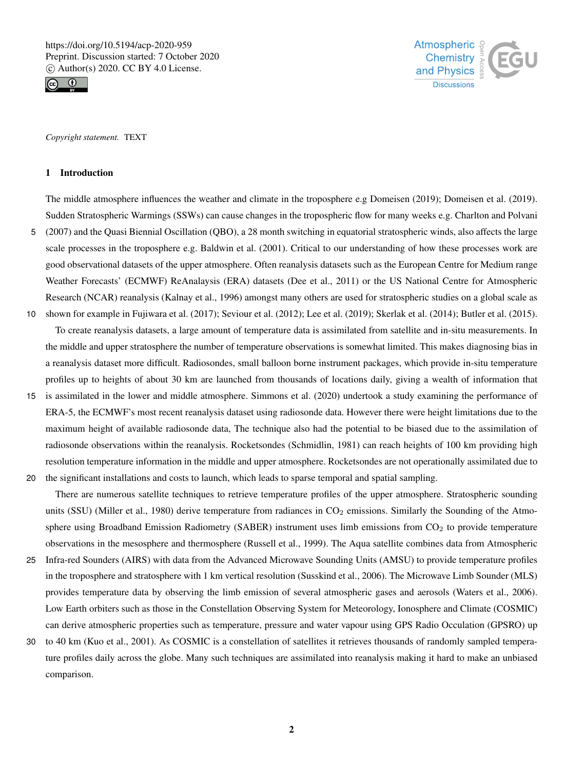*Copyright statement.* TEXT

## 1 Introduction

The middle atmosphere influences the weather and climate in the troposphere e.g Domeisen (2019); Domeisen et al. (2019). Sudden Stratospheric Warmings (SSWs) can cause changes in the tropospheric flow for many weeks e.g. Charlton and Polvani (2007) and the Quasi Biennial Oscillation (QBO), a 28 month switching in equatorial stratospheric winds, also affects the large scale processes in the troposphere e.g. Baldwin et al. (2001). Critical to our understanding of how these processes work are good observational datasets of the upper atmosphere. Often reanalysis datasets such as the European Centre for Medium range Weather Forecasts' (ECMWF) ReAnalaysis (ERA) datasets (Dee et al., 2011) or the US National Centre for Atmospheric Research (NCAR) reanalysis (Kalnay et al., 1996) amongst many others are used for stratospheric studies on a global scale as shown for example in Fujiwara et al. (2017); Seviour et al. (2012); Lee et al. (2019); Skerlak et al. (2014); Butler et al. (2015).

To create reanalysis datasets, a large amount of temperature data is assimilated from satellite and in-situ measurements. In the middle and upper stratosphere the number of temperature observations is somewhat limited. This makes diagnosing bias in a reanalysis dataset more difficult. Radiosondes, small balloon borne instrument packages, which provide in-situ temperature profiles up to heights of about 30 km are launched from thousands of locations daily, giving a wealth of information that is assimilated in the lower and middle atmosphere. Simmons et al. (2020) undertook a study examining the performance of ERA-5, the ECMWF's most recent reanalysis dataset using radiosonde data. However there were height limitations due to the maximum height of available radiosonde data, The technique also had the potential to be biased due to the assimilation of radiosonde observations within the reanalysis. Rocketsondes (Schmidlin, 1981) can reach heights of 100 km providing high resolution temperature information in the middle and upper atmosphere. Rocketsondes are not operationally assimilated due to the significant installations and costs to launch, which leads to sparse temporal and spatial sampling.

There are numerous satellite techniques to retrieve temperature profiles of the upper atmosphere. Stratospheric sounding units (SSU) (Miller et al., 1980) derive temperature from radiances in $CO_2$ emissions. Similarly the Sounding of the Atmosphere using Broadband Emission Radiometry (SABER) instrument uses limb emissions from $CO_2$ to provide temperature observations in the mesosphere and thermosphere (Russell et al., 1999). The Aqua satellite combines data from Atmospheric Infra-red Sounders (AIRS) with data from the Advanced Microwave Sounding Units (AMSU) to provide temperature profiles in the troposphere and stratosphere with 1 km vertical resolution (Susskind et al., 2006). The Microwave Limb Sounder (MLS) provides temperature data by observing the limb emission of several atmospheric gases and aerosols (Waters et al., 2006). Low Earth orbiters such as those in the Constellation Observing System for Meteorology, Ionosphere and Climate (COSMIC) can derive atmospheric properties such as temperature, pressure and water vapour using GPS Radio Occulation (GPSRO) up to 40 km (Kuo et al., 2001). As COSMIC is a constellation of satellites it retrieves thousands of randomly sampled temperature profiles daily across the globe. Many such techniques are assimilated into reanalysis making it hard to make an unbiased comparison.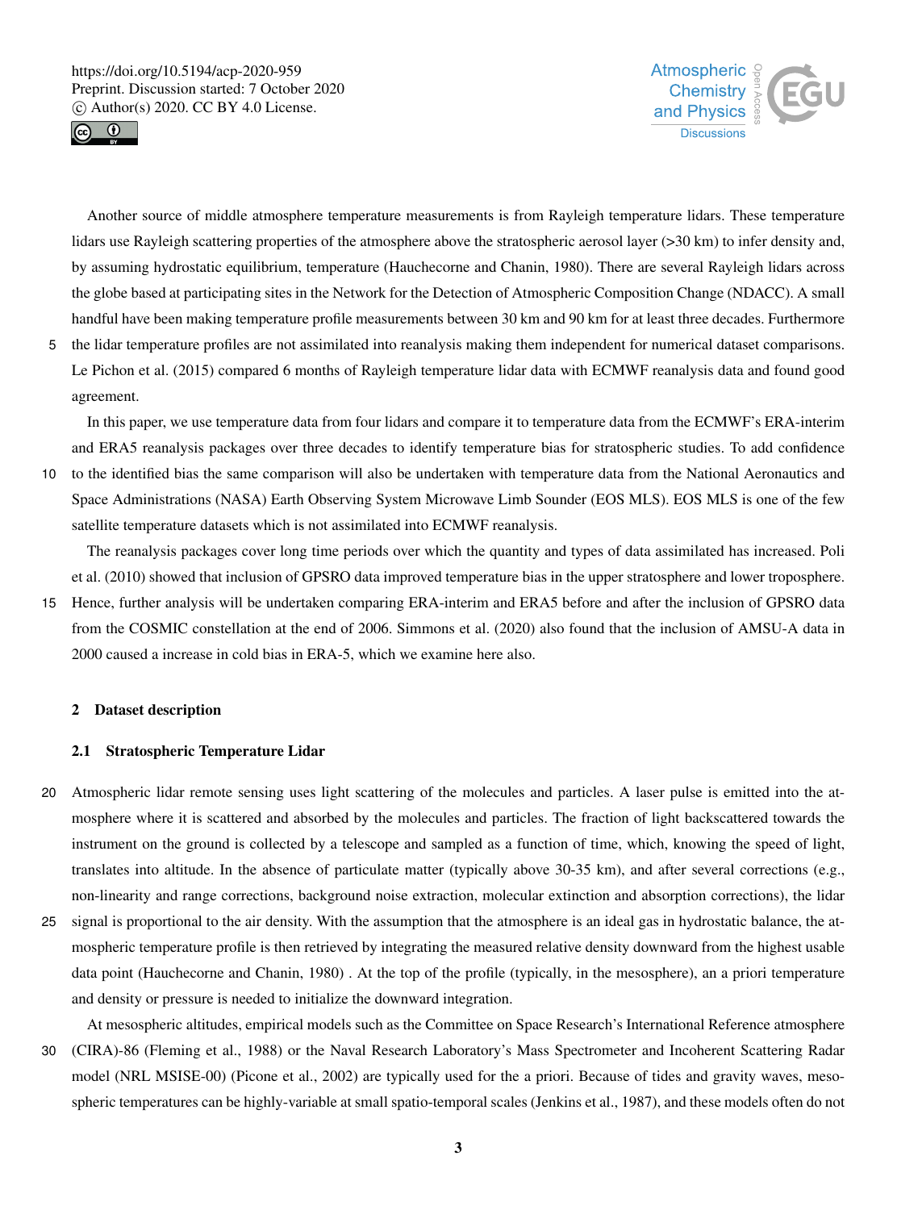Another source of middle atmosphere temperature measurements is from Rayleigh temperature lidars. These temperature lidars use Rayleigh scattering properties of the atmosphere above the stratospheric aerosol layer (>30 km) to infer density and, by assuming hydrostatic equilibrium, temperature (Hauchecorne and Chanin, 1980). There are several Rayleigh lidars across the globe based at participating sites in the Network for the Detection of Atmospheric Composition Change (NDACC). A small handful have been making temperature profile measurements between 30 km and 90 km for at least three decades. Furthermore the lidar temperature profiles are not assimilated into reanalysis making them independent for numerical dataset comparisons. Le Pichon et al. (2015) compared 6 months of Rayleigh temperature lidar data with ECMWF reanalysis data and found good agreement.

In this paper, we use temperature data from four lidars and compare it to temperature data from the ECMWF's ERA-interim and ERA5 reanalysis packages over three decades to identify temperature bias for stratospheric studies. To add confidence to the identified bias the same comparison will also be undertaken with temperature data from the National Aeronautics and Space Administrations (NASA) Earth Observing System Microwave Limb Sounder (EOS MLS). EOS MLS is one of the few satellite temperature datasets which is not assimilated into ECMWF reanalysis.

The reanalysis packages cover long time periods over which the quantity and types of data assimilated has increased. Poli et al. (2010) showed that inclusion of GPSRO data improved temperature bias in the upper stratosphere and lower troposphere. Hence, further analysis will be undertaken comparing ERA-interim and ERA5 before and after the inclusion of GPSRO data from the COSMIC constellation at the end of 2006. Simmons et al. (2020) also found that the inclusion of AMSU-A data in 2000 caused a increase in cold bias in ERA-5, which we examine here also.

## 2 Dataset description

### 2.1 Stratospheric Temperature Lidar

Atmospheric lidar remote sensing uses light scattering of the molecules and particles. A laser pulse is emitted into the atmosphere where it is scattered and absorbed by the molecules and particles. The fraction of light backscattered towards the instrument on the ground is collected by a telescope and sampled as a function of time, which, knowing the speed of light, translates into altitude. In the absence of particulate matter (typically above 30-35 km), and after several corrections (e.g., non-linearity and range corrections, background noise extraction, molecular extinction and absorption corrections), the lidar signal is proportional to the air density. With the assumption that the atmosphere is an ideal gas in hydrostatic balance, the atmospheric temperature profile is then retrieved by integrating the measured relative density downward from the highest usable data point (Hauchecorne and Chanin, 1980) . At the top of the profile (typically, in the mesosphere), an a priori temperature and density or pressure is needed to initialize the downward integration.

At mesospheric altitudes, empirical models such as the Committee on Space Research's International Reference atmosphere (CIRA)-86 (Fleming et al., 1988) or the Naval Research Laboratory's Mass Spectrometer and Incoherent Scattering Radar model (NRL MSISE-00) (Picone et al., 2002) are typically used for the a priori. Because of tides and gravity waves, mesospheric temperatures can be highly-variable at small spatio-temporal scales (Jenkins et al., 1987), and these models often do not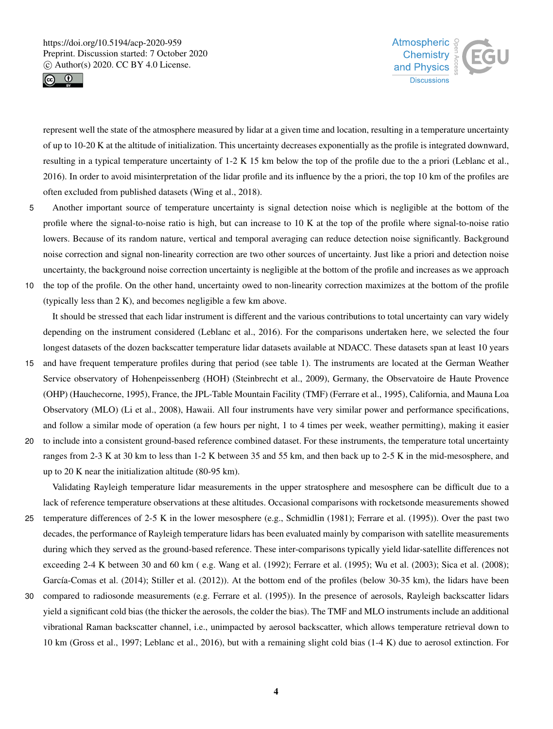represent well the state of the atmosphere measured by lidar at a given time and location, resulting in a temperature uncertainty of up to 10-20 K at the altitude of initialization. This uncertainty decreases exponentially as the profile is integrated downward, resulting in a typical temperature uncertainty of 1-2 K 15 km below the top of the profile due to the a priori (Leblanc et al., 2016). In order to avoid misinterpretation of the lidar profile and its influence by the a priori, the top 10 km of the profiles are often excluded from published datasets (Wing et al., 2018).

Another important source of temperature uncertainty is signal detection noise which is negligible at the bottom of the profile where the signal-to-noise ratio is high, but can increase to 10 K at the top of the profile where signal-to-noise ratio lowers. Because of its random nature, vertical and temporal averaging can reduce detection noise significantly. Background noise correction and signal non-linearity correction are two other sources of uncertainty. Just like a priori and detection noise uncertainty, the background noise correction uncertainty is negligible at the bottom of the profile and increases as we approach the top of the profile. On the other hand, uncertainty owed to non-linearity correction maximizes at the bottom of the profile (typically less than 2 K), and becomes negligible a few km above.

It should be stressed that each lidar instrument is different and the various contributions to total uncertainty can vary widely depending on the instrument considered (Leblanc et al., 2016). For the comparisons undertaken here, we selected the four longest datasets of the dozen backscatter temperature lidar datasets available at NDACC. These datasets span at least 10 years and have frequent temperature profiles during that period (see table 1). The instruments are located at the German Weather Service observatory of Hohenpeissenberg (HOH) (Steinbrecht et al., 2009), Germany, the Observatoire de Haute Provence (OHP) (Hauchecorne, 1995), France, the JPL-Table Mountain Facility (TMF) (Ferrare et al., 1995), California, and Mauna Loa Observatory (MLO) (Li et al., 2008), Hawaii. All four instruments have very similar power and performance specifications, and follow a similar mode of operation (a few hours per night, 1 to 4 times per week, weather permitting), making it easier to include into a consistent ground-based reference combined dataset. For these instruments, the temperature total uncertainty ranges from 2-3 K at 30 km to less than 1-2 K between 35 and 55 km, and then back up to 2-5 K in the mid-mesosphere, and up to 20 K near the initialization altitude (80-95 km).

Validating Rayleigh temperature lidar measurements in the upper stratosphere and mesosphere can be difficult due to a lack of reference temperature observations at these altitudes. Occasional comparisons with rocketsonde measurements showed temperature differences of 2-5 K in the lower mesosphere (e.g., Schmidlin (1981); Ferrare et al. (1995)). Over the past two decades, the performance of Rayleigh temperature lidars has been evaluated mainly by comparison with satellite measurements during which they served as the ground-based reference. These inter-comparisons typically yield lidar-satellite differences not exceeding 2-4 K between 30 and 60 km ( e.g. Wang et al. (1992); Ferrare et al. (1995); Wu et al. (2003); Sica et al. (2008); García-Comas et al. (2014); Stiller et al. (2012)). At the bottom end of the profiles (below 30-35 km), the lidars have been compared to radiosonde measurements (e.g. Ferrare et al. (1995)). In the presence of aerosols, Rayleigh backscatter lidars yield a significant cold bias (the thicker the aerosols, the colder the bias). The TMF and MLO instruments include an additional vibrational Raman backscatter channel, i.e., unimpacted by aerosol backscatter, which allows temperature retrieval down to 10 km (Gross et al., 1997; Leblanc et al., 2016), but with a remaining slight cold bias (1-4 K) due to aerosol extinction. For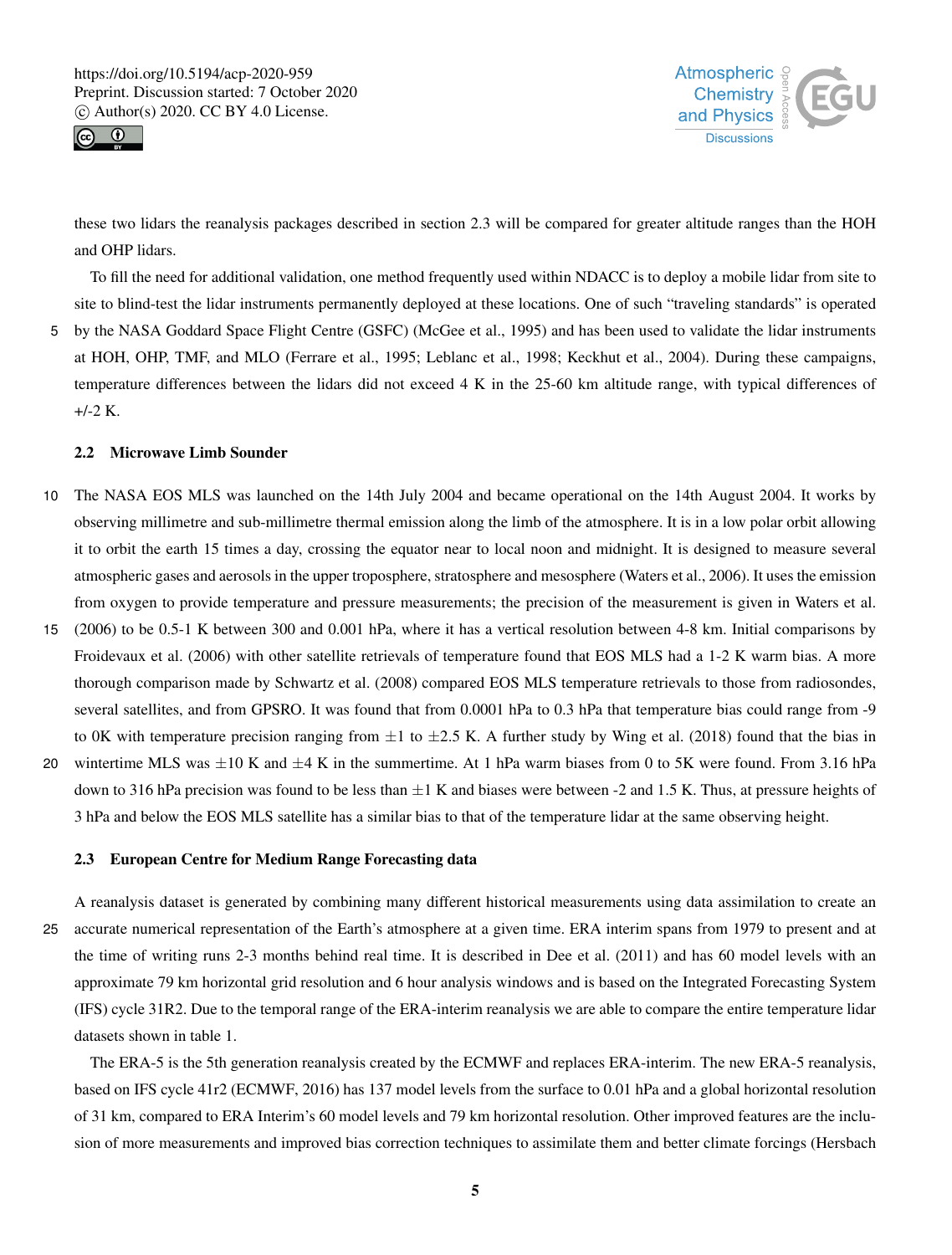these two lidars the reanalysis packages described in section 2.3 will be compared for greater altitude ranges than the HOH and OHP lidars.

To fill the need for additional validation, one method frequently used within NDACC is to deploy a mobile lidar from site to site to blind-test the lidar instruments permanently deployed at these locations. One of such "traveling standards" is operated by the NASA Goddard Space Flight Centre (GSFC) (McGee et al., 1995) and has been used to validate the lidar instruments at HOH, OHP, TMF, and MLO (Ferrare et al., 1995; Leblanc et al., 1998; Keckhut et al., 2004). During these campaigns, temperature differences between the lidars did not exceed 4 K in the 25-60 km altitude range, with typical differences of +/-2 K.

### 2.2 Microwave Limb Sounder

The NASA EOS MLS was launched on the 14th July 2004 and became operational on the 14th August 2004. It works by observing millimetre and sub-millimetre thermal emission along the limb of the atmosphere. It is in a low polar orbit allowing it to orbit the earth 15 times a day, crossing the equator near to local noon and midnight. It is designed to measure several atmospheric gases and aerosols in the upper troposphere, stratosphere and mesosphere (Waters et al., 2006). It uses the emission from oxygen to provide temperature and pressure measurements; the precision of the measurement is given in Waters et al. (2006) to be 0.5-1 K between 300 and 0.001 hPa, where it has a vertical resolution between 4-8 km. Initial comparisons by Froidevaux et al. (2006) with other satellite retrievals of temperature found that EOS MLS had a 1-2 K warm bias. A more thorough comparison made by Schwartz et al. (2008) compared EOS MLS temperature retrievals to those from radiosondes, several satellites, and from GPSRO. It was found that from 0.0001 hPa to 0.3 hPa that temperature bias could range from -9 to 0K with temperature precision ranging from $\pm 1$ to $\pm 2.5$ K. A further study by Wing et al. (2018) found that the bias in wintertime MLS was $\pm 10$ K and $\pm 4$ K in the summertime. At 1 hPa warm biases from 0 to 5K were found. From 3.16 hPa down to 316 hPa precision was found to be less than $\pm 1$ K and biases were between -2 and 1.5 K. Thus, at pressure heights of 3 hPa and below the EOS MLS satellite has a similar bias to that of the temperature lidar at the same observing height.

### 2.3 European Centre for Medium Range Forecasting data

A reanalysis dataset is generated by combining many different historical measurements using data assimilation to create an accurate numerical representation of the Earth's atmosphere at a given time. ERA interim spans from 1979 to present and at the time of writing runs 2-3 months behind real time. It is described in Dee et al. (2011) and has 60 model levels with an approximate 79 km horizontal grid resolution and 6 hour analysis windows and is based on the Integrated Forecasting System (IFS) cycle 31R2. Due to the temporal range of the ERA-interim reanalysis we are able to compare the entire temperature lidar datasets shown in table 1.

The ERA-5 is the 5th generation reanalysis created by the ECMWF and replaces ERA-interim. The new ERA-5 reanalysis, based on IFS cycle 41r2 (ECMWF, 2016) has 137 model levels from the surface to 0.01 hPa and a global horizontal resolution of 31 km, compared to ERA Interim's 60 model levels and 79 km horizontal resolution. Other improved features are the inclusion of more measurements and improved bias correction techniques to assimilate them and better climate forcings (Hersbach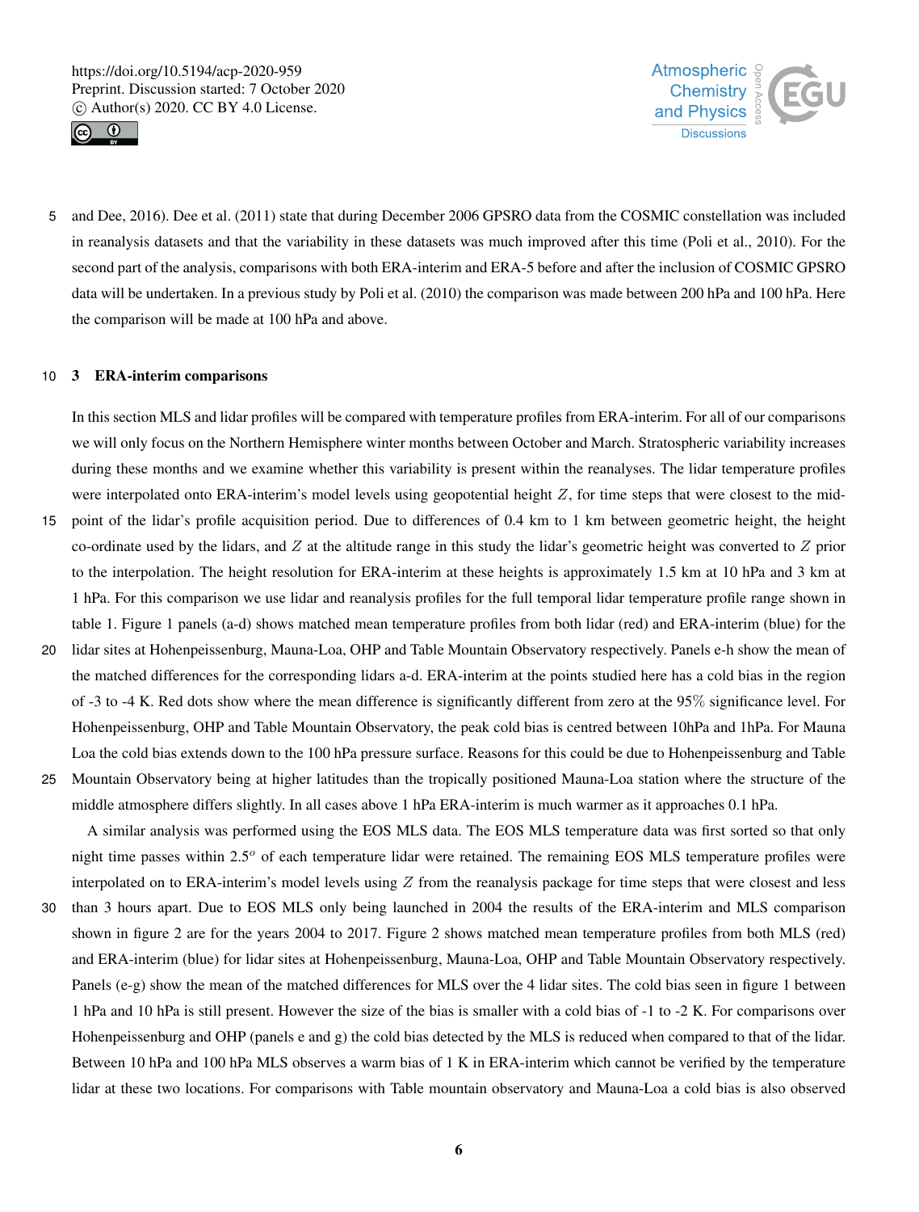and Dee, 2016). Dee et al. (2011) state that during December 2006 GPSRO data from the COSMIC constellation was included in reanalysis datasets and that the variability in these datasets was much improved after this time (Poli et al., 2010). For the second part of the analysis, comparisons with both ERA-interim and ERA-5 before and after the inclusion of COSMIC GPSRO data will be undertaken. In a previous study by Poli et al. (2010) the comparison was made between 200 hPa and 100 hPa. Here the comparison will be made at 100 hPa and above.

## 3 ERA-interim comparisons

In this section MLS and lidar profiles will be compared with temperature profiles from ERA-interim. For all of our comparisons we will only focus on the Northern Hemisphere winter months between October and March. Stratospheric variability increases during these months and we examine whether this variability is present within the reanalyses. The lidar temperature profiles were interpolated onto ERA-interim's model levels using geopotential height $Z$, for time steps that were closest to the mid-point of the lidar's profile acquisition period. Due to differences of 0.4 km to 1 km between geometric height, the height co-ordinate used by the lidars, and $Z$ at the altitude range in this study the lidar's geometric height was converted to $Z$ prior to the interpolation. The height resolution for ERA-interim at these heights is approximately 1.5 km at 10 hPa and 3 km at 1 hPa. For this comparison we use lidar and reanalysis profiles for the full temporal lidar temperature profile range shown in table 1. Figure 1 panels (a-d) shows matched mean temperature profiles from both lidar (red) and ERA-interim (blue) for the lidar sites at Hohenpeissenburg, Mauna-Loa, OHP and Table Mountain Observatory respectively. Panels e-h show the mean of the matched differences for the corresponding lidars a-d. ERA-interim at the points studied here has a cold bias in the region of -3 to -4 K. Red dots show where the mean difference is significantly different from zero at the 95% significance level. For Hohenpeissenburg, OHP and Table Mountain Observatory, the peak cold bias is centred between 10hPa and 1hPa. For Mauna Loa the cold bias extends down to the 100 hPa pressure surface. Reasons for this could be due to Hohenpeissenburg and Table Mountain Observatory being at higher latitudes than the tropically positioned Mauna-Loa station where the structure of the middle atmosphere differs slightly. In all cases above 1 hPa ERA-interim is much warmer as it approaches 0.1 hPa.

A similar analysis was performed using the EOS MLS data. The EOS MLS temperature data was first sorted so that only night time passes within $2.5^o$ of each temperature lidar were retained. The remaining EOS MLS temperature profiles were interpolated on to ERA-interim's model levels using $Z$ from the reanalysis package for time steps that were closest and less than 3 hours apart. Due to EOS MLS only being launched in 2004 the results of the ERA-interim and MLS comparison shown in figure 2 are for the years 2004 to 2017. Figure 2 shows matched mean temperature profiles from both MLS (red) and ERA-interim (blue) for lidar sites at Hohenpeissenburg, Mauna-Loa, OHP and Table Mountain Observatory respectively. Panels (e-g) show the mean of the matched differences for MLS over the 4 lidar sites. The cold bias seen in figure 1 between 1 hPa and 10 hPa is still present. However the size of the bias is smaller with a cold bias of -1 to -2 K. For comparisons over Hohenpeissenburg and OHP (panels e and g) the cold bias detected by the MLS is reduced when compared to that of the lidar. Between 10 hPa and 100 hPa MLS observes a warm bias of 1 K in ERA-interim which cannot be verified by the temperature lidar at these two locations. For comparisons with Table mountain observatory and Mauna-Loa a cold bias is also observed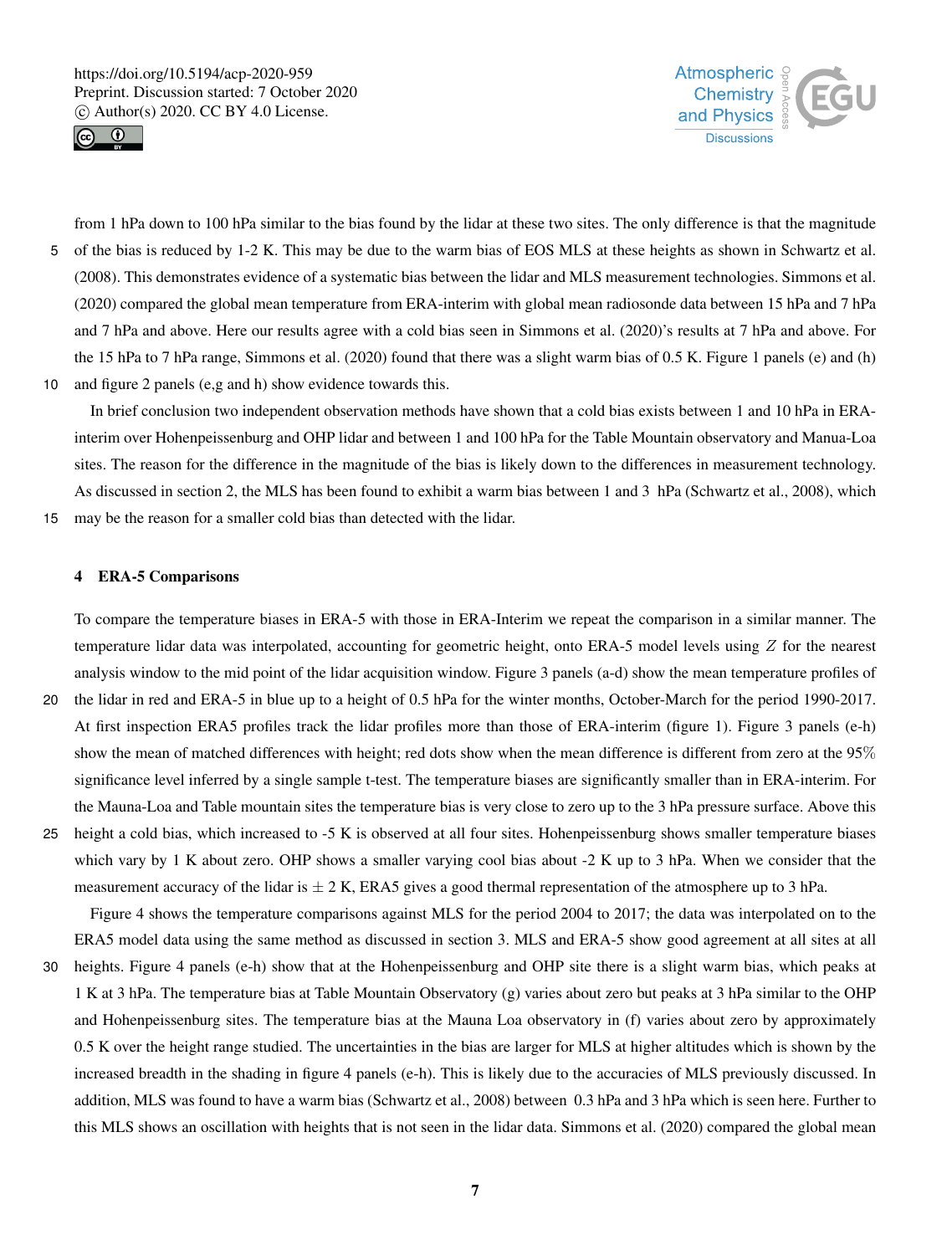from 1 hPa down to 100 hPa similar to the bias found by the lidar at these two sites. The only difference is that the magnitude of the bias is reduced by 1-2 K. This may be due to the warm bias of EOS MLS at these heights as shown in Schwartz et al. (2008). This demonstrates evidence of a systematic bias between the lidar and MLS measurement technologies. Simmons et al. (2020) compared the global mean temperature from ERA-interim with global mean radiosonde data between 15 hPa and 7 hPa and 7 hPa and above. Here our results agree with a cold bias seen in Simmons et al. (2020)'s results at 7 hPa and above. For the 15 hPa to 7 hPa range, Simmons et al. (2020) found that there was a slight warm bias of 0.5 K. Figure 1 panels (e) and (h) and figure 2 panels (e,g and h) show evidence towards this.

In brief conclusion two independent observation methods have shown that a cold bias exists between 1 and 10 hPa in ERA-interim over Hohenpeissenburg and OHP lidar and between 1 and 100 hPa for the Table Mountain observatory and Manua-Loa sites. The reason for the difference in the magnitude of the bias is likely down to the differences in measurement technology. As discussed in section 2, the MLS has been found to exhibit a warm bias between 1 and 3 hPa (Schwartz et al., 2008), which may be the reason for a smaller cold bias than detected with the lidar.

## 4 ERA-5 Comparisons

To compare the temperature biases in ERA-5 with those in ERA-Interim we repeat the comparison in a similar manner. The temperature lidar data was interpolated, accounting for geometric height, onto ERA-5 model levels using $Z$ for the nearest analysis window to the mid point of the lidar acquisition window. Figure 3 panels (a-d) show the mean temperature profiles of the lidar in red and ERA-5 in blue up to a height of 0.5 hPa for the winter months, October-March for the period 1990-2017. At first inspection ERA5 profiles track the lidar profiles more than those of ERA-interim (figure 1). Figure 3 panels (e-h) show the mean of matched differences with height; red dots show when the mean difference is different from zero at the 95% significance level inferred by a single sample t-test. The temperature biases are significantly smaller than in ERA-interim. For the Mauna-Loa and Table mountain sites the temperature bias is very close to zero up to the 3 hPa pressure surface. Above this height a cold bias, which increased to -5 K is observed at all four sites. Hohenpeissenburg shows smaller temperature biases which vary by 1 K about zero. OHP shows a smaller varying cool bias about -2 K up to 3 hPa. When we consider that the measurement accuracy of the lidar is $\pm$ 2 K, ERA5 gives a good thermal representation of the atmosphere up to 3 hPa.

Figure 4 shows the temperature comparisons against MLS for the period 2004 to 2017; the data was interpolated on to the ERA5 model data using the same method as discussed in section 3. MLS and ERA-5 show good agreement at all sites at all heights. Figure 4 panels (e-h) show that at the Hohenpeissenburg and OHP site there is a slight warm bias, which peaks at 1 K at 3 hPa. The temperature bias at Table Mountain Observatory (g) varies about zero but peaks at 3 hPa similar to the OHP and Hohenpeissenburg sites. The temperature bias at the Mauna Loa observatory in (f) varies about zero by approximately 0.5 K over the height range studied. The uncertainties in the bias are larger for MLS at higher altitudes which is shown by the increased breadth in the shading in figure 4 panels (e-h). This is likely due to the accuracies of MLS previously discussed. In addition, MLS was found to have a warm bias (Schwartz et al., 2008) between 0.3 hPa and 3 hPa which is seen here. Further to this MLS shows an oscillation with heights that is not seen in the lidar data. Simmons et al. (2020) compared the global mean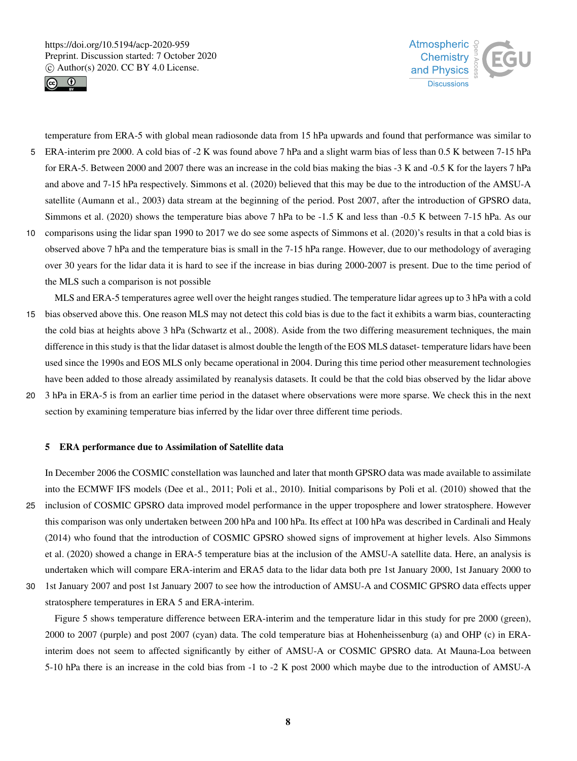temperature from ERA-5 with global mean radiosonde data from 15 hPa upwards and found that performance was similar to ERA-interim pre 2000. A cold bias of -2 K was found above 7 hPa and a slight warm bias of less than 0.5 K between 7-15 hPa for ERA-5. Between 2000 and 2007 there was an increase in the cold bias making the bias -3 K and -0.5 K for the layers 7 hPa and above and 7-15 hPa respectively. Simmons et al. (2020) believed that this may be due to the introduction of the AMSU-A satellite (Aumann et al., 2003) data stream at the beginning of the period. Post 2007, after the introduction of GPSRO data, Simmons et al. (2020) shows the temperature bias above 7 hPa to be -1.5 K and less than -0.5 K between 7-15 hPa. As our comparisons using the lidar span 1990 to 2017 we do see some aspects of Simmons et al. (2020)'s results in that a cold bias is observed above 7 hPa and the temperature bias is small in the 7-15 hPa range. However, due to our methodology of averaging over 30 years for the lidar data it is hard to see if the increase in bias during 2000-2007 is present. Due to the time period of the MLS such a comparison is not possible

MLS and ERA-5 temperatures agree well over the height ranges studied. The temperature lidar agrees up to 3 hPa with a cold bias observed above this. One reason MLS may not detect this cold bias is due to the fact it exhibits a warm bias, counteracting the cold bias at heights above 3 hPa (Schwartz et al., 2008). Aside from the two differing measurement techniques, the main difference in this study is that the lidar dataset is almost double the length of the EOS MLS dataset- temperature lidars have been used since the 1990s and EOS MLS only became operational in 2004. During this time period other measurement technologies have been added to those already assimilated by reanalysis datasets. It could be that the cold bias observed by the lidar above 3 hPa in ERA-5 is from an earlier time period in the dataset where observations were more sparse. We check this in the next section by examining temperature bias inferred by the lidar over three different time periods.

## 5 ERA performance due to Assimilation of Satellite data

In December 2006 the COSMIC constellation was launched and later that month GPSRO data was made available to assimilate into the ECMWF IFS models (Dee et al., 2011; Poli et al., 2010). Initial comparisons by Poli et al. (2010) showed that the inclusion of COSMIC GPSRO data improved model performance in the upper troposphere and lower stratosphere. However this comparison was only undertaken between 200 hPa and 100 hPa. Its effect at 100 hPa was described in Cardinali and Healy (2014) who found that the introduction of COSMIC GPSRO showed signs of improvement at higher levels. Also Simmons et al. (2020) showed a change in ERA-5 temperature bias at the inclusion of the AMSU-A satellite data. Here, an analysis is undertaken which will compare ERA-interim and ERA5 data to the lidar data both pre 1st January 2000, 1st January 2000 to 1st January 2007 and post 1st January 2007 to see how the introduction of AMSU-A and COSMIC GPSRO data effects upper stratosphere temperatures in ERA 5 and ERA-interim.

Figure 5 shows temperature difference between ERA-interim and the temperature lidar in this study for pre 2000 (green), 2000 to 2007 (purple) and post 2007 (cyan) data. The cold temperature bias at Hohenheissenburg (a) and OHP (c) in ERA-interim does not seem to affected significantly by either of AMSU-A or COSMIC GPSRO data. At Mauna-Loa between 5-10 hPa there is an increase in the cold bias from -1 to -2 K post 2000 which maybe due to the introduction of AMSU-A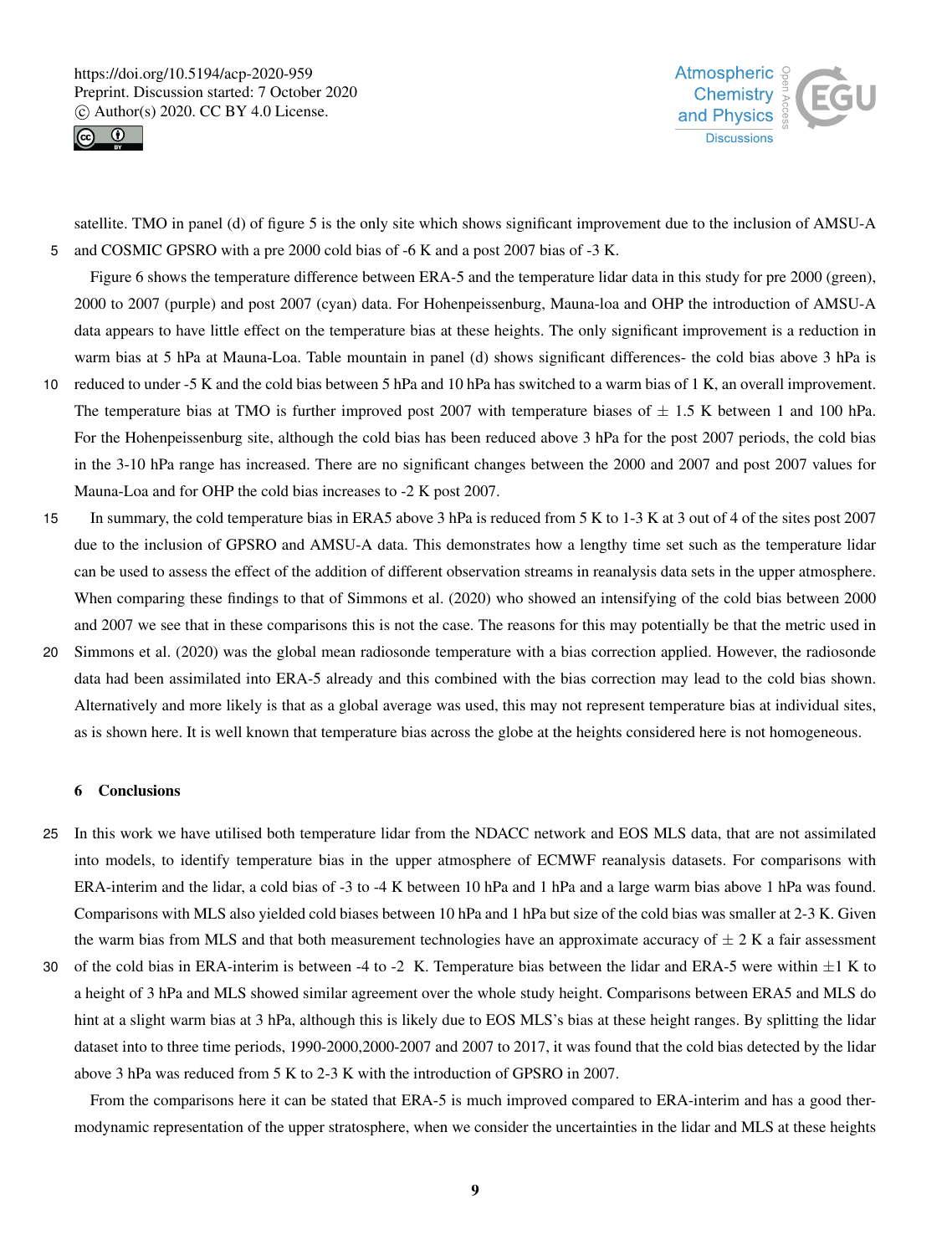satellite. TMO in panel (d) of figure 5 is the only site which shows significant improvement due to the inclusion of AMSU-A and COSMIC GPSRO with a pre 2000 cold bias of -6 K and a post 2007 bias of -3 K.

Figure 6 shows the temperature difference between ERA-5 and the temperature lidar data in this study for pre 2000 (green), 2000 to 2007 (purple) and post 2007 (cyan) data. For Hohenpeissenburg, Mauna-loa and OHP the introduction of AMSU-A data appears to have little effect on the temperature bias at these heights. The only significant improvement is a reduction in warm bias at 5 hPa at Mauna-Loa. Table mountain in panel (d) shows significant differences- the cold bias above 3 hPa is reduced to under -5 K and the cold bias between 5 hPa and 10 hPa has switched to a warm bias of 1 K, an overall improvement. The temperature bias at TMO is further improved post 2007 with temperature biases of $\pm$ 1.5 K between 1 and 100 hPa. For the Hohenpeissenburg site, although the cold bias has been reduced above 3 hPa for the post 2007 periods, the cold bias in the 3-10 hPa range has increased. There are no significant changes between the 2000 and 2007 and post 2007 values for Mauna-Loa and for OHP the cold bias increases to -2 K post 2007.

In summary, the cold temperature bias in ERA5 above 3 hPa is reduced from 5 K to 1-3 K at 3 out of 4 of the sites post 2007 due to the inclusion of GPSRO and AMSU-A data. This demonstrates how a lengthy time set such as the temperature lidar can be used to assess the effect of the addition of different observation streams in reanalysis data sets in the upper atmosphere. When comparing these findings to that of Simmons et al. (2020) who showed an intensifying of the cold bias between 2000 and 2007 we see that in these comparisons this is not the case. The reasons for this may potentially be that the metric used in Simmons et al. (2020) was the global mean radiosonde temperature with a bias correction applied. However, the radiosonde data had been assimilated into ERA-5 already and this combined with the bias correction may lead to the cold bias shown. Alternatively and more likely is that as a global average was used, this may not represent temperature bias at individual sites, as is shown here. It is well known that temperature bias across the globe at the heights considered here is not homogeneous.

## 6 Conclusions

In this work we have utilised both temperature lidar from the NDACC network and EOS MLS data, that are not assimilated into models, to identify temperature bias in the upper atmosphere of ECMWF reanalysis datasets. For comparisons with ERA-interim and the lidar, a cold bias of -3 to -4 K between 10 hPa and 1 hPa and a large warm bias above 1 hPa was found. Comparisons with MLS also yielded cold biases between 10 hPa and 1 hPa but size of the cold bias was smaller at 2-3 K. Given the warm bias from MLS and that both measurement technologies have an approximate accuracy of $\pm$ 2 K a fair assessment of the cold bias in ERA-interim is between -4 to -2 K. Temperature bias between the lidar and ERA-5 were within $\pm$1 K to a height of 3 hPa and MLS showed similar agreement over the whole study height. Comparisons between ERA5 and MLS do hint at a slight warm bias at 3 hPa, although this is likely due to EOS MLS's bias at these height ranges. By splitting the lidar dataset into to three time periods, 1990-2000,2000-2007 and 2007 to 2017, it was found that the cold bias detected by the lidar above 3 hPa was reduced from 5 K to 2-3 K with the introduction of GPSRO in 2007.

From the comparisons here it can be stated that ERA-5 is much improved compared to ERA-interim and has a good thermodynamic representation of the upper stratosphere, when we consider the uncertainties in the lidar and MLS at these heights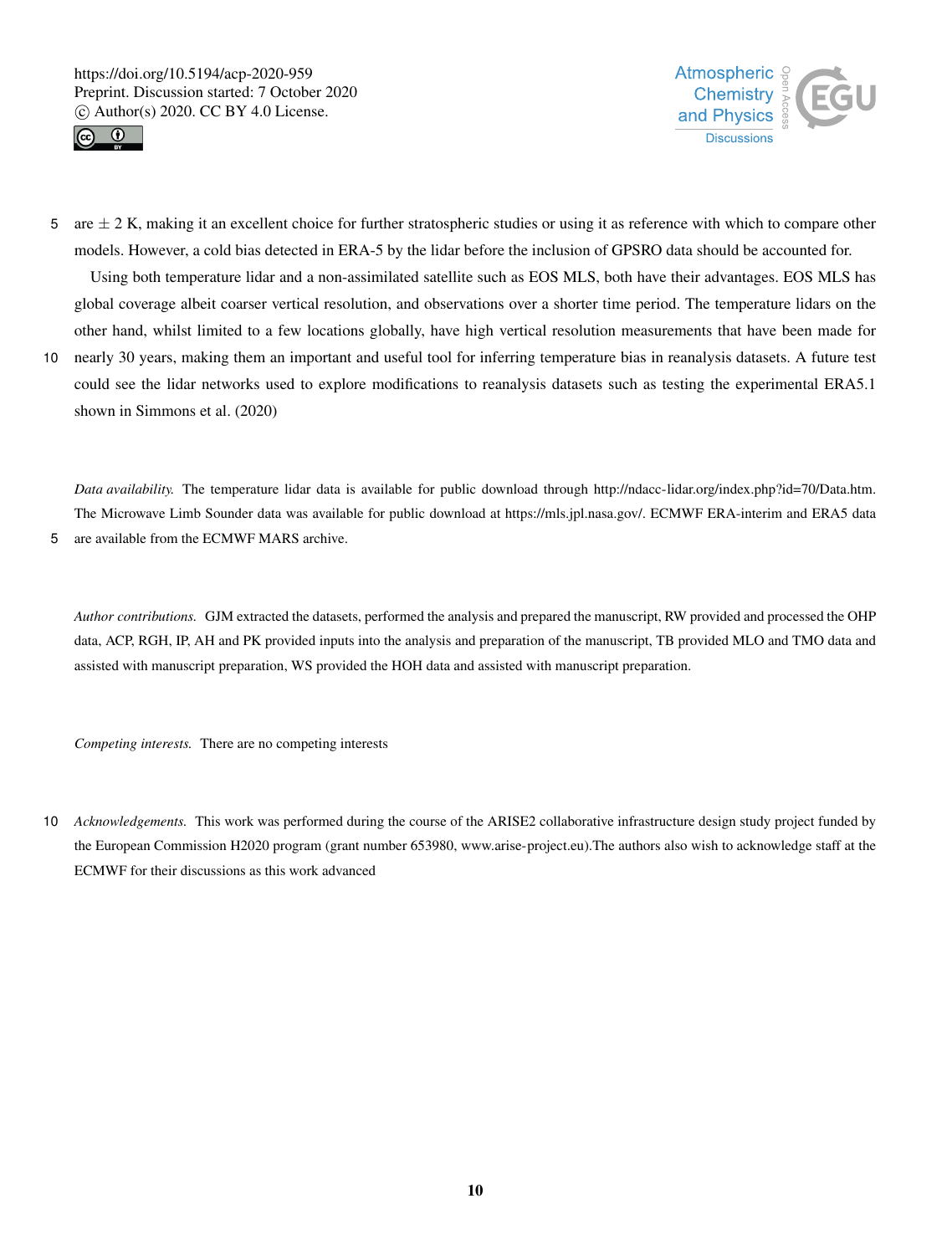are ± 2 K, making it an excellent choice for further stratospheric studies or using it as reference with which to compare other models. However, a cold bias detected in ERA-5 by the lidar before the inclusion of GPSRO data should be accounted for.

Using both temperature lidar and a non-assimilated satellite such as EOS MLS, both have their advantages. EOS MLS has global coverage albeit coarser vertical resolution, and observations over a shorter time period. The temperature lidars on the other hand, whilst limited to a few locations globally, have high vertical resolution measurements that have been made for nearly 30 years, making them an important and useful tool for inferring temperature bias in reanalysis datasets. A future test could see the lidar networks used to explore modifications to reanalysis datasets such as testing the experimental ERA5.1 shown in Simmons et al. (2020)

*Data availability.* The temperature lidar data is available for public download through http://ndacc-lidar.org/index.php?id=70/Data.htm. The Microwave Limb Sounder data was available for public download at https://mls.jpl.nasa.gov/. ECMWF ERA-interim and ERA5 data are available from the ECMWF MARS archive.

*Author contributions.* GJM extracted the datasets, performed the analysis and prepared the manuscript, RW provided and processed the OHP data, ACP, RGH, IP, AH and PK provided inputs into the analysis and preparation of the manuscript, TB provided MLO and TMO data and assisted with manuscript preparation, WS provided the HOH data and assisted with manuscript preparation.

*Competing interests.* There are no competing interests

*Acknowledgements.* This work was performed during the course of the ARISE2 collaborative infrastructure design study project funded by the European Commission H2020 program (grant number 653980, www.arise-project.eu).The authors also wish to acknowledge staff at the ECMWF for their discussions as this work advanced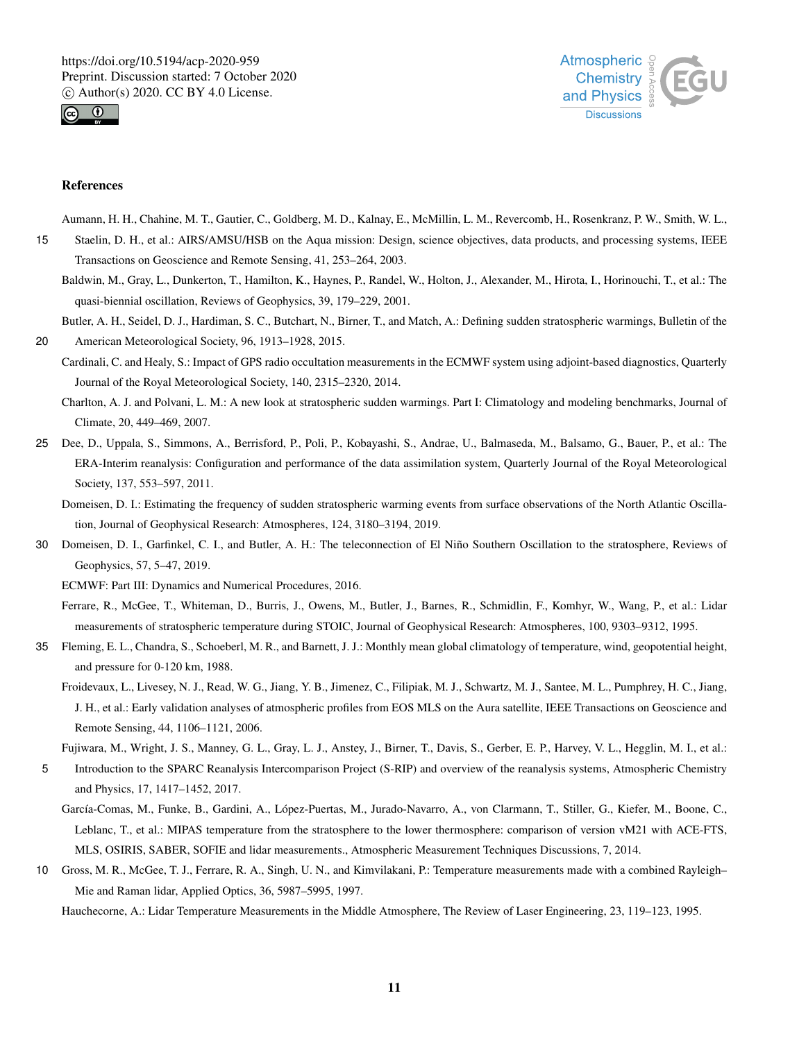## References

Aumann, H. H., Chahine, M. T., Gautier, C., Goldberg, M. D., Kalnay, E., McMillin, L. M., Revercomb, H., Rosenkranz, P. W., Smith, W. L., Staelin, D. H., et al.: AIRS/AMSU/HSB on the Aqua mission: Design, science objectives, data products, and processing systems, IEEE Transactions on Geoscience and Remote Sensing, 41, 253–264, 2003.

Baldwin, M., Gray, L., Dunkerton, T., Hamilton, K., Haynes, P., Randel, W., Holton, J., Alexander, M., Hirota, I., Horinouchi, T., et al.: The quasi-biennial oscillation, Reviews of Geophysics, 39, 179–229, 2001.

Butler, A. H., Seidel, D. J., Hardiman, S. C., Butchart, N., Birner, T., and Match, A.: Defining sudden stratospheric warmings, Bulletin of the American Meteorological Society, 96, 1913–1928, 2015.

Cardinali, C. and Healy, S.: Impact of GPS radio occultation measurements in the ECMWF system using adjoint-based diagnostics, Quarterly Journal of the Royal Meteorological Society, 140, 2315–2320, 2014.

Charlton, A. J. and Polvani, L. M.: A new look at stratospheric sudden warmings. Part I: Climatology and modeling benchmarks, Journal of Climate, 20, 449–469, 2007.

Dee, D., Uppala, S., Simmons, A., Berrisford, P., Poli, P., Kobayashi, S., Andrae, U., Balmaseda, M., Balsamo, G., Bauer, P., et al.: The ERA-Interim reanalysis: Configuration and performance of the data assimilation system, Quarterly Journal of the Royal Meteorological Society, 137, 553–597, 2011.

Domeisen, D. I.: Estimating the frequency of sudden stratospheric warming events from surface observations of the North Atlantic Oscillation, Journal of Geophysical Research: Atmospheres, 124, 3180–3194, 2019.

Domeisen, D. I., Garfinkel, C. I., and Butler, A. H.: The teleconnection of El Niño Southern Oscillation to the stratosphere, Reviews of Geophysics, 57, 5–47, 2019.

ECMWF: Part III: Dynamics and Numerical Procedures, 2016.

Ferrare, R., McGee, T., Whiteman, D., Burris, J., Owens, M., Butler, J., Barnes, R., Schmidlin, F., Komhyr, W., Wang, P., et al.: Lidar measurements of stratospheric temperature during STOIC, Journal of Geophysical Research: Atmospheres, 100, 9303–9312, 1995.

Fleming, E. L., Chandra, S., Schoeberl, M. R., and Barnett, J. J.: Monthly mean global climatology of temperature, wind, geopotential height, and pressure for 0-120 km, 1988.

Froidevaux, L., Livesey, N. J., Read, W. G., Jiang, Y. B., Jimenez, C., Filipiak, M. J., Schwartz, M. J., Santee, M. L., Pumphrey, H. C., Jiang, J. H., et al.: Early validation analyses of atmospheric profiles from EOS MLS on the Aura satellite, IEEE Transactions on Geoscience and Remote Sensing, 44, 1106–1121, 2006.

Fujiwara, M., Wright, J. S., Manney, G. L., Gray, L. J., Anstey, J., Birner, T., Davis, S., Gerber, E. P., Harvey, V. L., Hegglin, M. I., et al.: Introduction to the SPARC Reanalysis Intercomparison Project (S-RIP) and overview of the reanalysis systems, Atmospheric Chemistry and Physics, 17, 1417–1452, 2017.

García-Comas, M., Funke, B., Gardini, A., López-Puertas, M., Jurado-Navarro, A., von Clarmann, T., Stiller, G., Kiefer, M., Boone, C., Leblanc, T., et al.: MIPAS temperature from the stratosphere to the lower thermosphere: comparison of version vM21 with ACE-FTS, MLS, OSIRIS, SABER, SOFIE and lidar measurements., Atmospheric Measurement Techniques Discussions, 7, 2014.

Gross, M. R., McGee, T. J., Ferrare, R. A., Singh, U. N., and Kimvilakani, P.: Temperature measurements made with a combined Rayleigh–Mie and Raman lidar, Applied Optics, 36, 5987–5995, 1997.

Hauchecorne, A.: Lidar Temperature Measurements in the Middle Atmosphere, The Review of Laser Engineering, 23, 119–123, 1995.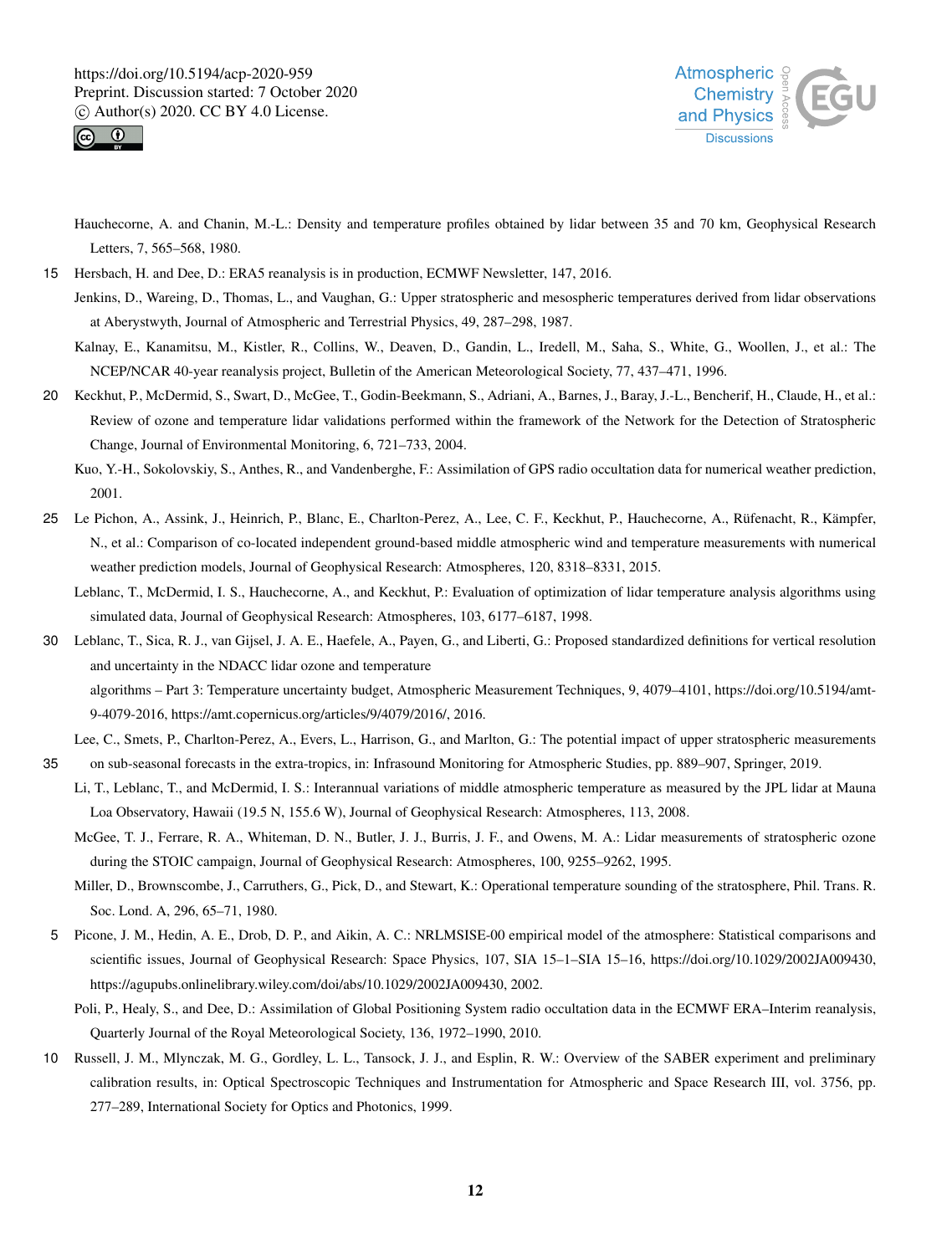Hauchecorne, A. and Chanin, M.-L.: Density and temperature profiles obtained by lidar between 35 and 70 km, Geophysical Research Letters, 7, 565–568, 1980.

Hersbach, H. and Dee, D.: ERA5 reanalysis is in production, ECMWF Newsletter, 147, 2016.

Jenkins, D., Wareing, D., Thomas, L., and Vaughan, G.: Upper stratospheric and mesospheric temperatures derived from lidar observations at Aberystwyth, Journal of Atmospheric and Terrestrial Physics, 49, 287–298, 1987.

Kalnay, E., Kanamitsu, M., Kistler, R., Collins, W., Deaven, D., Gandin, L., Iredell, M., Saha, S., White, G., Woollen, J., et al.: The NCEP/NCAR 40-year reanalysis project, Bulletin of the American Meteorological Society, 77, 437–471, 1996.

Keckhut, P., McDermid, S., Swart, D., McGee, T., Godin-Beekmann, S., Adriani, A., Barnes, J., Baray, J.-L., Bencherif, H., Claude, H., et al.: Review of ozone and temperature lidar validations performed within the framework of the Network for the Detection of Stratospheric Change, Journal of Environmental Monitoring, 6, 721–733, 2004.

Kuo, Y.-H., Sokolovskiy, S., Anthes, R., and Vandenberghe, F.: Assimilation of GPS radio occultation data for numerical weather prediction, 2001.

Le Pichon, A., Assink, J., Heinrich, P., Blanc, E., Charlton-Perez, A., Lee, C. F., Keckhut, P., Hauchecorne, A., Rüfenacht, R., Kämpfer, N., et al.: Comparison of co-located independent ground-based middle atmospheric wind and temperature measurements with numerical weather prediction models, Journal of Geophysical Research: Atmospheres, 120, 8318–8331, 2015.

Leblanc, T., McDermid, I. S., Hauchecorne, A., and Keckhut, P.: Evaluation of optimization of lidar temperature analysis algorithms using simulated data, Journal of Geophysical Research: Atmospheres, 103, 6177–6187, 1998.

Leblanc, T., Sica, R. J., van Gijsel, J. A. E., Haefele, A., Payen, G., and Liberti, G.: Proposed standardized definitions for vertical resolution and uncertainty in the NDACC lidar ozone and temperature algorithms – Part 3: Temperature uncertainty budget, Atmospheric Measurement Techniques, 9, 4079–4101, https://doi.org/10.5194/amt-9-4079-2016, https://amt.copernicus.org/articles/9/4079/2016/, 2016.

Lee, C., Smets, P., Charlton-Perez, A., Evers, L., Harrison, G., and Marlton, G.: The potential impact of upper stratospheric measurements on sub-seasonal forecasts in the extra-tropics, in: Infrasound Monitoring for Atmospheric Studies, pp. 889–907, Springer, 2019.

Li, T., Leblanc, T., and McDermid, I. S.: Interannual variations of middle atmospheric temperature as measured by the JPL lidar at Mauna Loa Observatory, Hawaii (19.5 N, 155.6 W), Journal of Geophysical Research: Atmospheres, 113, 2008.

McGee, T. J., Ferrare, R. A., Whiteman, D. N., Butler, J. J., Burris, J. F., and Owens, M. A.: Lidar measurements of stratospheric ozone during the STOIC campaign, Journal of Geophysical Research: Atmospheres, 100, 9255–9262, 1995.

Miller, D., Brownscombe, J., Carruthers, G., Pick, D., and Stewart, K.: Operational temperature sounding of the stratosphere, Phil. Trans. R. Soc. Lond. A, 296, 65–71, 1980.

Picone, J. M., Hedin, A. E., Drob, D. P., and Aikin, A. C.: NRLMSISE-00 empirical model of the atmosphere: Statistical comparisons and scientific issues, Journal of Geophysical Research: Space Physics, 107, SIA 15–1–SIA 15–16, https://doi.org/10.1029/2002JA009430, https://agupubs.onlinelibrary.wiley.com/doi/abs/10.1029/2002JA009430, 2002.

Poli, P., Healy, S., and Dee, D.: Assimilation of Global Positioning System radio occultation data in the ECMWF ERA–Interim reanalysis, Quarterly Journal of the Royal Meteorological Society, 136, 1972–1990, 2010.

Russell, J. M., Mlynczak, M. G., Gordley, L. L., Tansock, J. J., and Esplin, R. W.: Overview of the SABER experiment and preliminary calibration results, in: Optical Spectroscopic Techniques and Instrumentation for Atmospheric and Space Research III, vol. 3756, pp. 277–289, International Society for Optics and Photonics, 1999.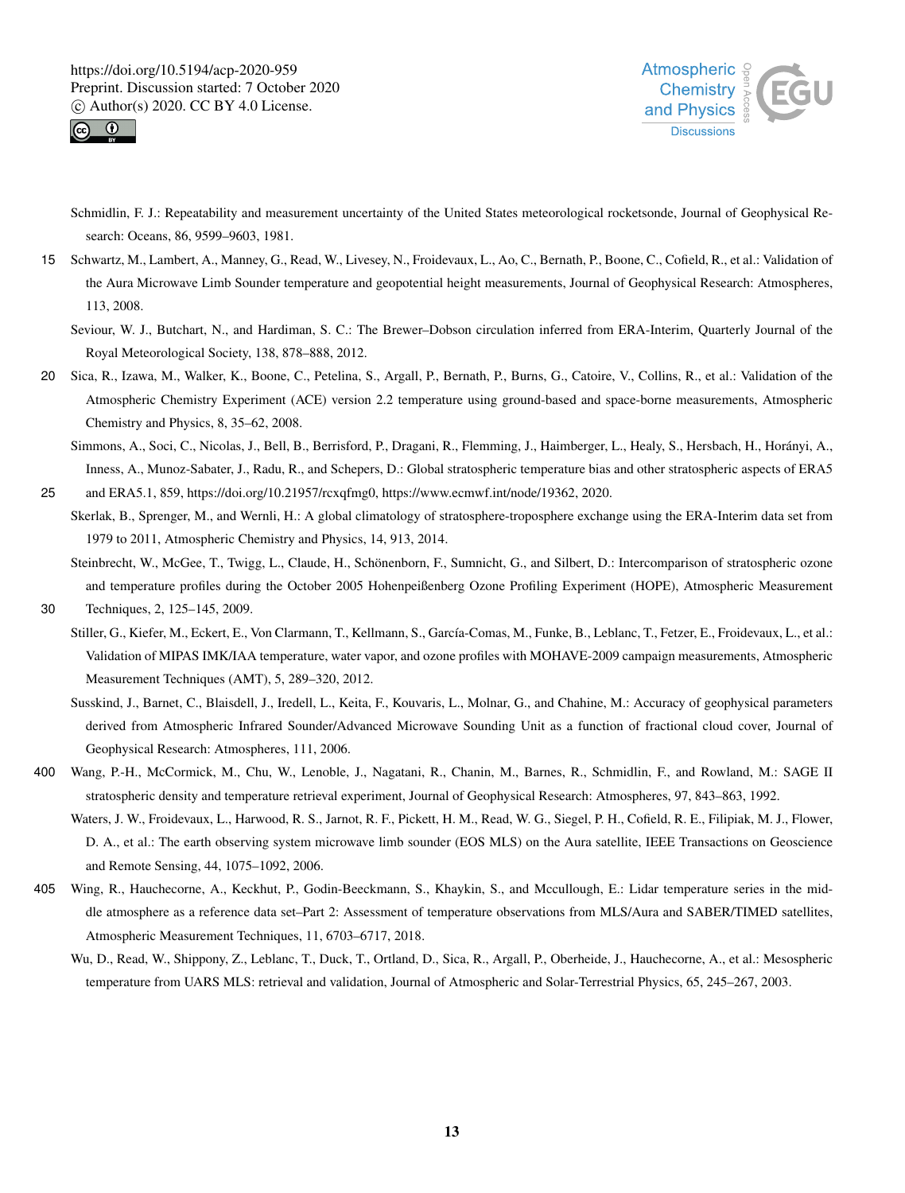Schmidlin, F. J.: Repeatability and measurement uncertainty of the United States meteorological rocketsonde, Journal of Geophysical Research: Oceans, 86, 9599–9603, 1981.

Schwartz, M., Lambert, A., Manney, G., Read, W., Livesey, N., Froidevaux, L., Ao, C., Bernath, P., Boone, C., Cofield, R., et al.: Validation of the Aura Microwave Limb Sounder temperature and geopotential height measurements, Journal of Geophysical Research: Atmospheres, 113, 2008.

Seviour, W. J., Butchart, N., and Hardiman, S. C.: The Brewer–Dobson circulation inferred from ERA-Interim, Quarterly Journal of the Royal Meteorological Society, 138, 878–888, 2012.

Sica, R., Izawa, M., Walker, K., Boone, C., Petelina, S., Argall, P., Bernath, P., Burns, G., Catoire, V., Collins, R., et al.: Validation of the Atmospheric Chemistry Experiment (ACE) version 2.2 temperature using ground-based and space-borne measurements, Atmospheric Chemistry and Physics, 8, 35–62, 2008.

Simmons, A., Soci, C., Nicolas, J., Bell, B., Berrisford, P., Dragani, R., Flemming, J., Haimberger, L., Healy, S., Hersbach, H., Horányi, A., Inness, A., Munoz-Sabater, J., Radu, R., and Schepers, D.: Global stratospheric temperature bias and other stratospheric aspects of ERA5 and ERA5.1, 859, https://doi.org/10.21957/rcxqfmg0, https://www.ecmwf.int/node/19362, 2020.

Skerlak, B., Sprenger, M., and Wernli, H.: A global climatology of stratosphere-troposphere exchange using the ERA-Interim data set from 1979 to 2011, Atmospheric Chemistry and Physics, 14, 913, 2014.

Steinbrecht, W., McGee, T., Twigg, L., Claude, H., Schönenborn, F., Sumnicht, G., and Silbert, D.: Intercomparison of stratospheric ozone and temperature profiles during the October 2005 Hohenpeißenberg Ozone Profiling Experiment (HOPE), Atmospheric Measurement Techniques, 2, 125–145, 2009.

Stiller, G., Kiefer, M., Eckert, E., Von Clarmann, T., Kellmann, S., García-Comas, M., Funke, B., Leblanc, T., Fetzer, E., Froidevaux, L., et al.: Validation of MIPAS IMK/IAA temperature, water vapor, and ozone profiles with MOHAVE-2009 campaign measurements, Atmospheric Measurement Techniques (AMT), 5, 289–320, 2012.

Susskind, J., Barnet, C., Blaisdell, J., Iredell, L., Keita, F., Kouvaris, L., Molnar, G., and Chahine, M.: Accuracy of geophysical parameters derived from Atmospheric Infrared Sounder/Advanced Microwave Sounding Unit as a function of fractional cloud cover, Journal of Geophysical Research: Atmospheres, 111, 2006.

Wang, P.-H., McCormick, M., Chu, W., Lenoble, J., Nagatani, R., Chanin, M., Barnes, R., Schmidlin, F., and Rowland, M.: SAGE II stratospheric density and temperature retrieval experiment, Journal of Geophysical Research: Atmospheres, 97, 843–863, 1992.

Waters, J. W., Froidevaux, L., Harwood, R. S., Jarnot, R. F., Pickett, H. M., Read, W. G., Siegel, P. H., Cofield, R. E., Filipiak, M. J., Flower, D. A., et al.: The earth observing system microwave limb sounder (EOS MLS) on the Aura satellite, IEEE Transactions on Geoscience and Remote Sensing, 44, 1075–1092, 2006.

Wing, R., Hauchecorne, A., Keckhut, P., Godin-Beeckmann, S., Khaykin, S., and Mccullough, E.: Lidar temperature series in the middle atmosphere as a reference data set–Part 2: Assessment of temperature observations from MLS/Aura and SABER/TIMED satellites, Atmospheric Measurement Techniques, 11, 6703–6717, 2018.

Wu, D., Read, W., Shippony, Z., Leblanc, T., Duck, T., Ortland, D., Sica, R., Argall, P., Oberheide, J., Hauchecorne, A., et al.: Mesospheric temperature from UARS MLS: retrieval and validation, Journal of Atmospheric and Solar-Terrestrial Physics, 65, 245–267, 2003.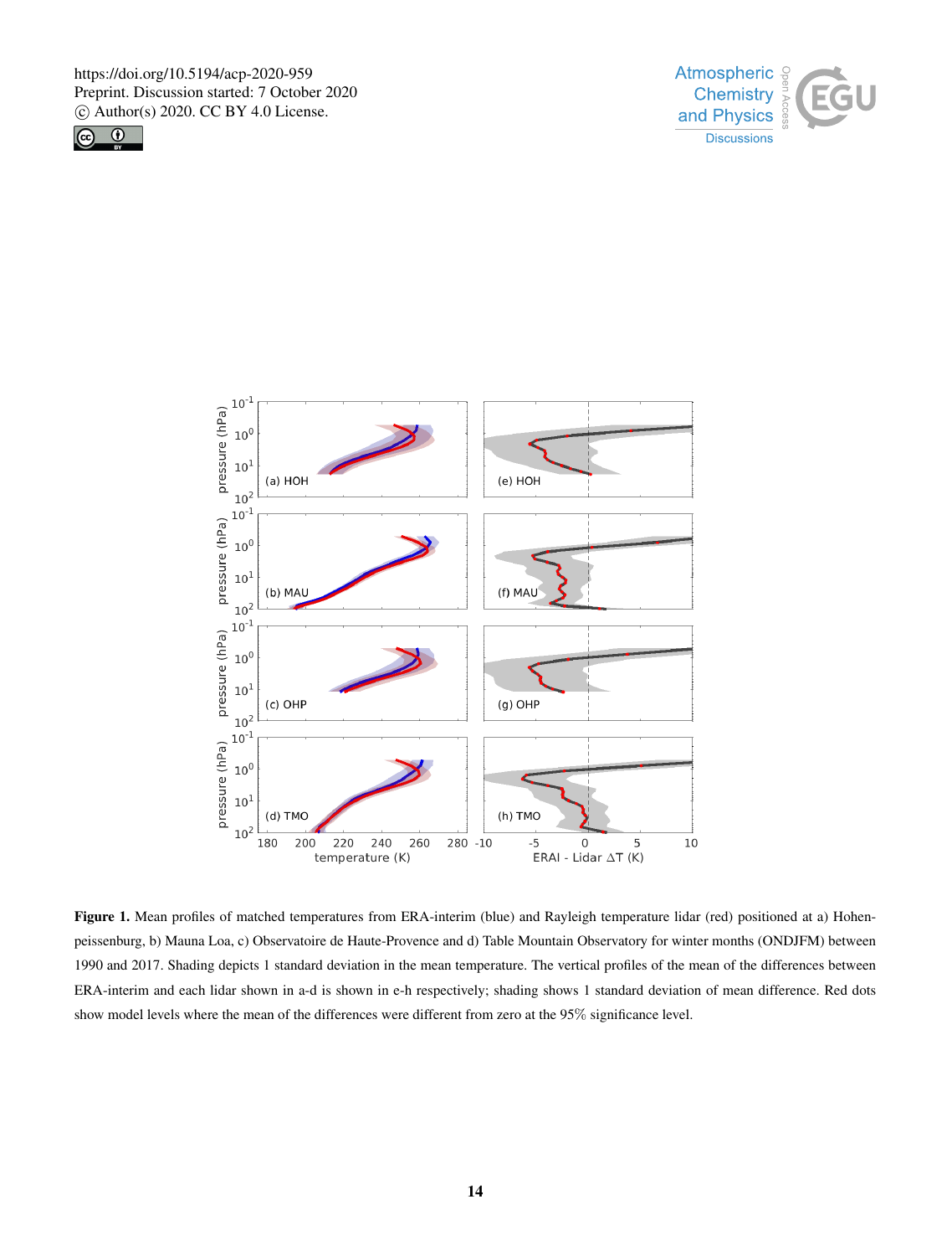**Figure 1.** Mean profiles of matched temperatures from ERA-interim (blue) and Rayleigh temperature lidar (red) positioned at a) Hohenpeissenburg, b) Mauna Loa, c) Observatoire de Haute-Provence and d) Table Mountain Observatory for winter months (ONDJFM) between 1990 and 2017. Shading depicts 1 standard deviation in the mean temperature. The vertical profiles of the mean of the differences between ERA-interim and each lidar shown in a-d is shown in e-h respectively; shading shows 1 standard deviation of mean difference. Red dots show model levels where the mean of the differences were different from zero at the 95% significance level.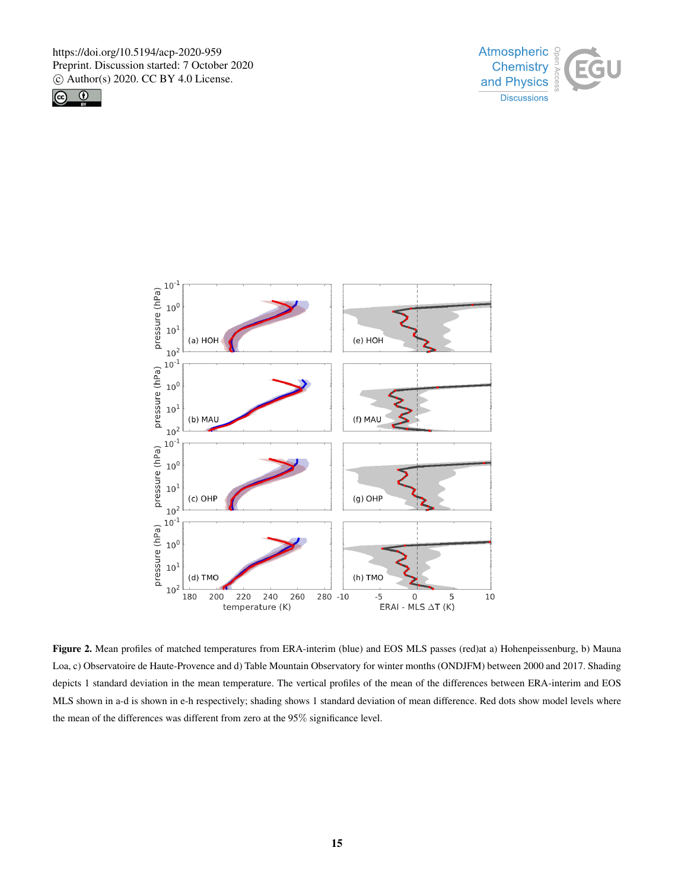**Figure 2.** Mean profiles of matched temperatures from ERA-interim (blue) and EOS MLS passes (red)at a) Hohenpeissenburg, b) Mauna Loa, c) Observatoire de Haute-Provence and d) Table Mountain Observatory for winter months (ONDJFM) between 2000 and 2017. Shading depicts 1 standard deviation in the mean temperature. The vertical profiles of the mean of the differences between ERA-interim and EOS MLS shown in a-d is shown in e-h respectively; shading shows 1 standard deviation of mean difference. Red dots show model levels where the mean of the differences was different from zero at the 95% significance level.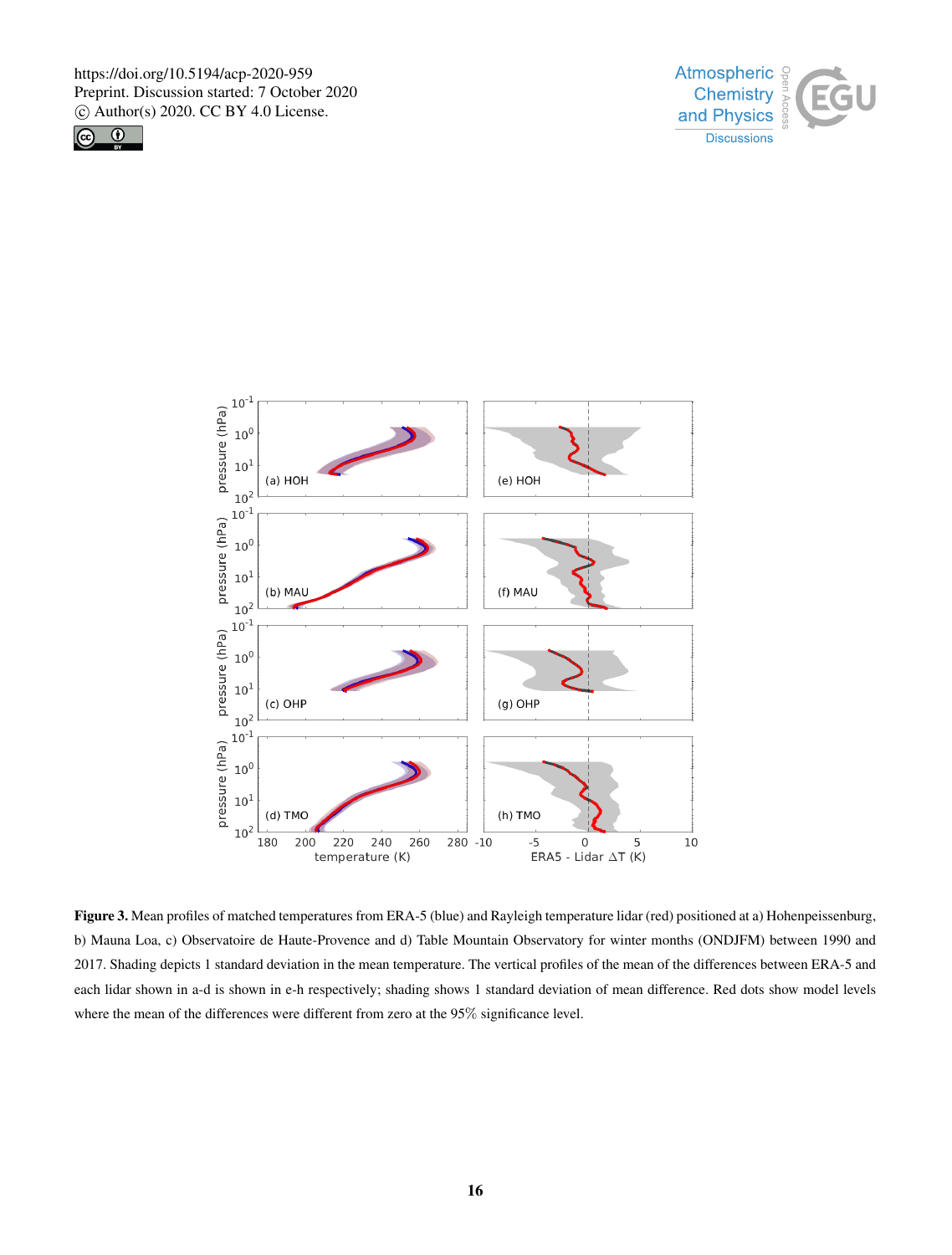**Figure 3.** Mean profiles of matched temperatures from ERA-5 (blue) and Rayleigh temperature lidar (red) positioned at a) Hohenpeissenburg, b) Mauna Loa, c) Observatoire de Haute-Provence and d) Table Mountain Observatory for winter months (ONDJFM) between 1990 and 2017. Shading depicts 1 standard deviation in the mean temperature. The vertical profiles of the mean of the differences between ERA-5 and each lidar shown in a-d is shown in e-h respectively; shading shows 1 standard deviation of mean difference. Red dots show model levels where the mean of the differences were different from zero at the 95% significance level.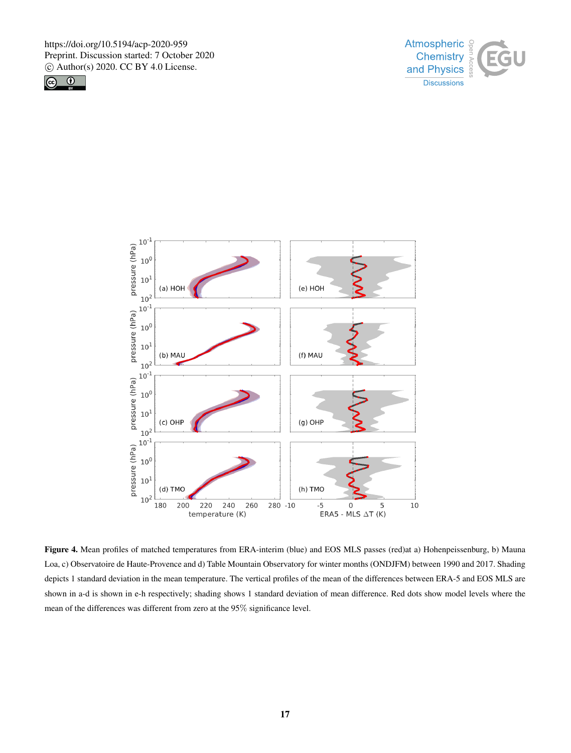**Figure 4.** Mean profiles of matched temperatures from ERA-interim (blue) and EOS MLS passes (red)at a) Hohenpeissenburg, b) Mauna Loa, c) Observatoire de Haute-Provence and d) Table Mountain Observatory for winter months (ONDJFM) between 1990 and 2017. Shading depicts 1 standard deviation in the mean temperature. The vertical profiles of the mean of the differences between ERA-5 and EOS MLS are shown in a-d is shown in e-h respectively; shading shows 1 standard deviation of mean difference. Red dots show model levels where the mean of the differences was different from zero at the 95% significance level.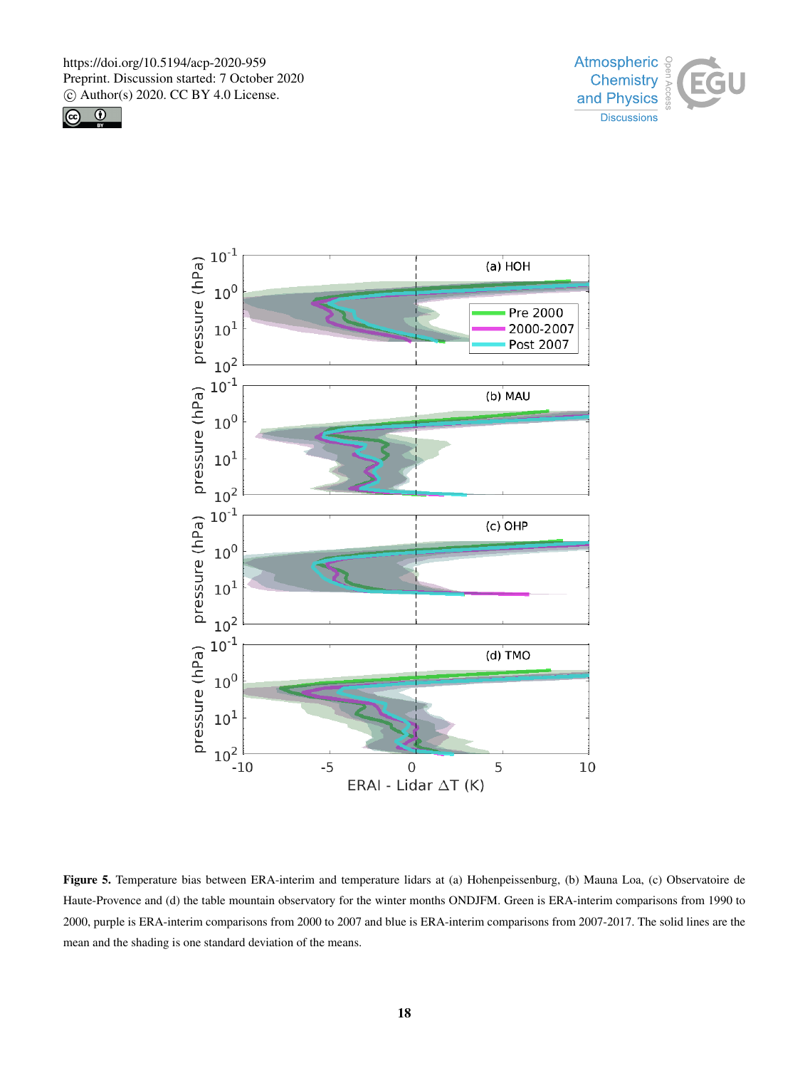**Figure 5.** Temperature bias between ERA-interim and temperature lidars at (a) Hohenpeissenburg, (b) Mauna Loa, (c) Observatoire de Haute-Provence and (d) the table mountain observatory for the winter months ONDJFM. Green is ERA-interim comparisons from 1990 to 2000, purple is ERA-interim comparisons from 2000 to 2007 and blue is ERA-interim comparisons from 2007-2017. The solid lines are the mean and the shading is one standard deviation of the means.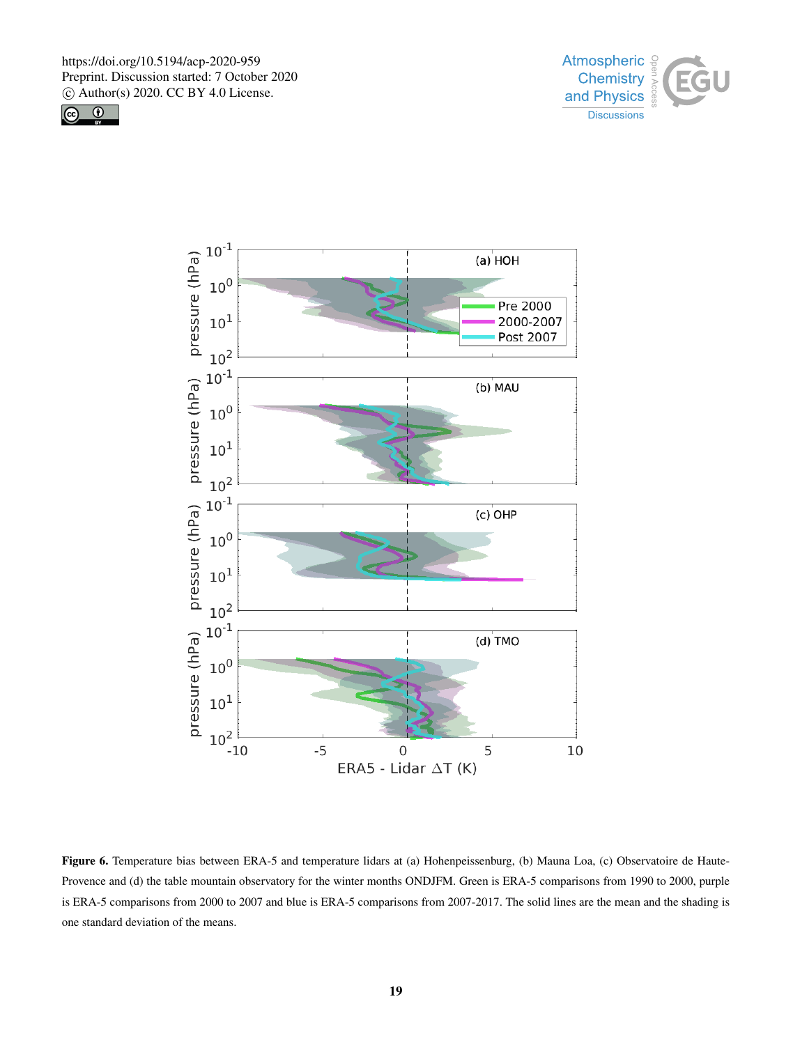**Figure 6.** Temperature bias between ERA-5 and temperature lidars at (a) Hohenpeissenburg, (b) Mauna Loa, (c) Observatoire de Haute-Provence and (d) the table mountain observatory for the winter months ONDJFM. Green is ERA-5 comparisons from 1990 to 2000, purple is ERA-5 comparisons from 2000 to 2007 and blue is ERA-5 comparisons from 2007-2017. The solid lines are the mean and the shading is one standard deviation of the means.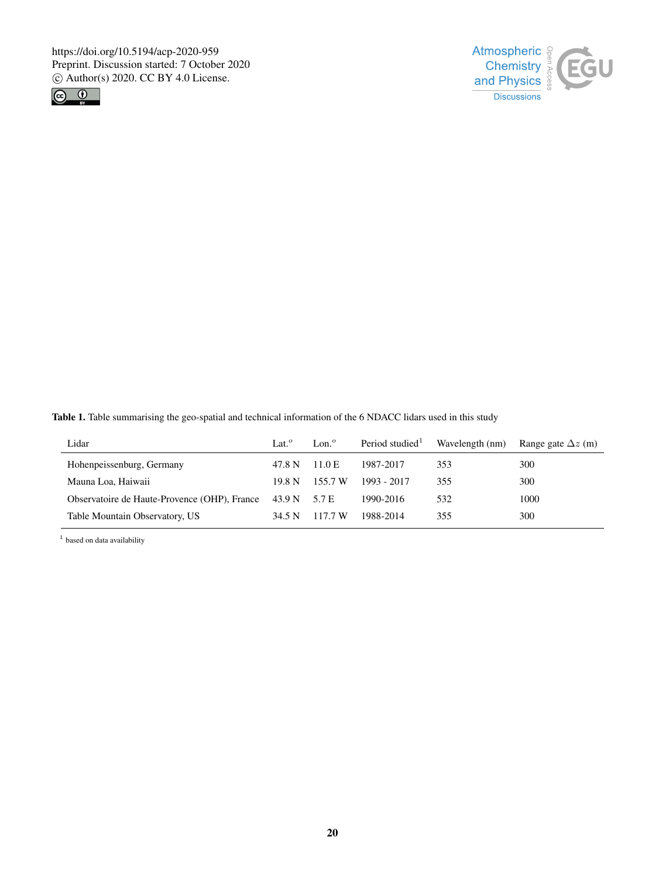**Table 1.** Table summarising the geo-spatial and technical information of the 6 NDACC lidars used in this study

| Lidar | Lat.$^o$ | Lon.$^o$ | Period studied[1] | Wavelength (nm) | Range gate $\Delta z$ (m) |
|---|---|---|---|---|---|
| Hohenpeissenburg, Germany | 47.8 N | 11.0 E | 1987-2017 | 353 | 300 |
| Mauna Loa, Haiwaii | 19.8 N | 155.7 W | 1993 - 2017 | 355 | 300 |
| Observatoire de Haute-Provence (OHP), France | 43.9 N | 5.7 E | 1990-2016 | 532 | 1000 |
| Table Mountain Observatory, US | 34.5 N | 117.7 W | 1988-2014 | 355 | 300 |

[1] based on data availability